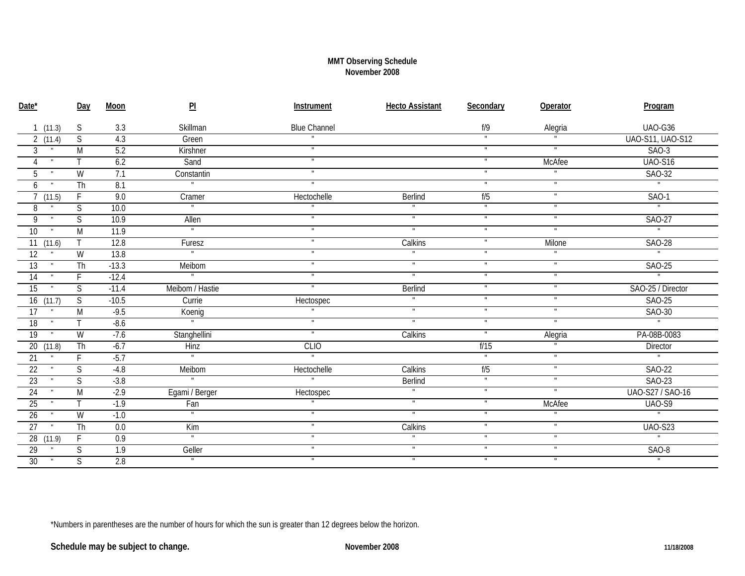**MMT Observing Schedule**
**November 2008**

| Date* | | Day | Moon | PI | Instrument | Hecto Assistant | Secondary | Operator | Program |
|---|---|---|---|---|---|---|---|---|---|
| 1 | (11.3) | S | 3.3 | Skillman | Blue Channel | | f/9 | Alegria | UAO-G36 |
| 2 | (11.4) | S | 4.3 | Green | " | | " | " | UAO-S11, UAO-S12 |
| 3 | " | M | 5.2 | Kirshner | " | | " | " | SAO-3 |
| 4 | " | T | 6.2 | Sand | " | | " | McAfee | UAO-S16 |
| 5 | " | W | 7.1 | Constantin | " | | " | " | SAO-32 |
| 6 | " | Th | 8.1 | " | " | | " | " | " |
| 7 | (11.5) | F | 9.0 | Cramer | Hectochelle | Berlind | f/5 | " | SAO-1 |
| 8 | " | S | 10.0 | " | " | " | " | " | " |
| 9 | " | S | 10.9 | Allen | " | " | " | " | SAO-27 |
| 10 | " | M | 11.9 | " | " | " | " | " | " |
| 11 | (11.6) | T | 12.8 | Furesz | " | Calkins | " | Milone | SAO-28 |
| 12 | " | W | 13.8 | " | " | " | " | " | " |
| 13 | " | Th | -13.3 | Meibom | " | " | " | " | SAO-25 |
| 14 | " | F | -12.4 | " | " | " | " | " | " |
| 15 | " | S | -11.4 | Meibom / Hastie | " | Berlind | " | " | SAO-25 / Director |
| 16 | (11.7) | S | -10.5 | Currie | Hectospec | " | " | " | SAO-25 |
| 17 | " | M | -9.5 | Koenig | " | " | " | " | SAO-30 |
| 18 | " | T | -8.6 | " | " | " | " | " | " |
| 19 | " | W | -7.6 | Stanghellini | " | Calkins | " | Alegria | PA-08B-0083 |
| 20 | (11.8) | Th | -6.7 | Hinz | CLIO | | f/15 | " | Director |
| 21 | " | F | -5.7 | " | " | | " | " | " |
| 22 | " | S | -4.8 | Meibom | Hectochelle | Calkins | f/5 | " | SAO-22 |
| 23 | " | S | -3.8 | " | " | Berlind | " | " | SAO-23 |
| 24 | " | M | -2.9 | Egami / Berger | Hectospec | " | " | " | UAO-S27 / SAO-16 |
| 25 | " | T | -1.9 | Fan | " | " | " | McAfee | UAO-S9 |
| 26 | " | W | -1.0 | " | " | " | " | " | " |
| 27 | " | Th | 0.0 | Kim | " | Calkins | " | " | UAO-S23 |
| 28 | (11.9) | F | 0.9 | " | " | " | " | " | " |
| 29 | " | S | 1.9 | Geller | " | " | " | " | SAO-8 |
| 30 | " | S | 2.8 | " | " | " | " | " | " |

*Numbers in parentheses are the number of hours for which the sun is greater than 12 degrees below the horizon.

**Schedule may be subject to change.**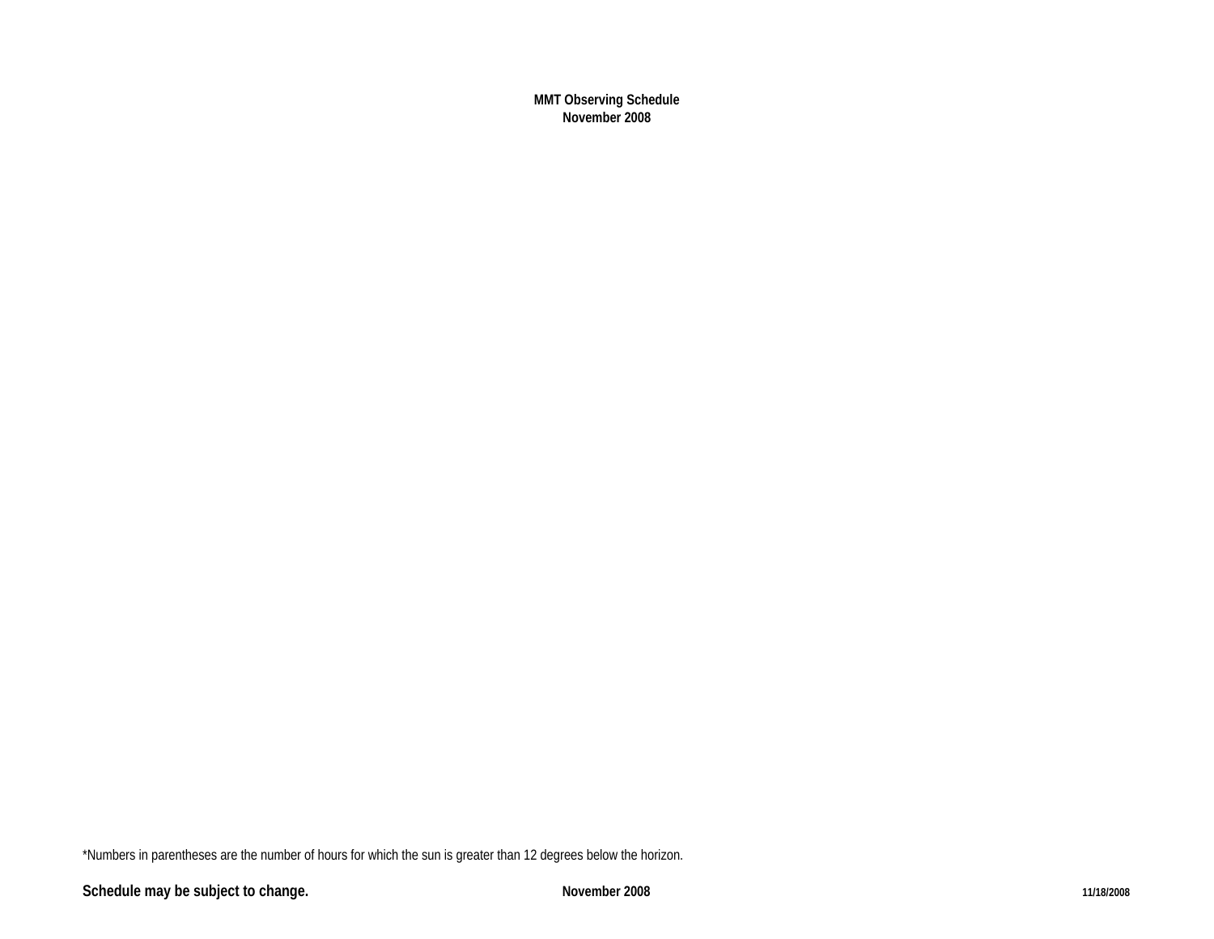*Numbers in parentheses are the number of hours for which the sun is greater than 12 degrees below the horizon.